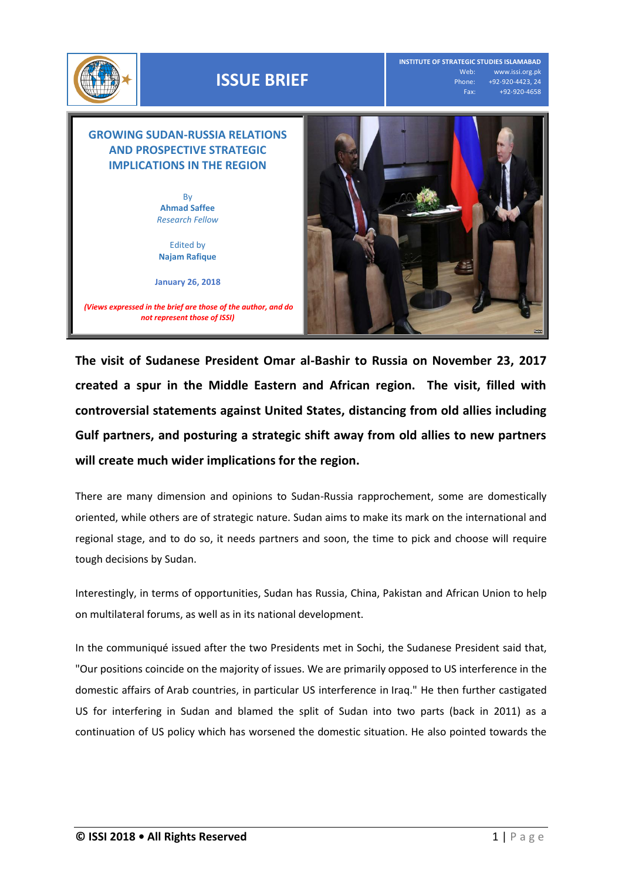# ISSUE BRIEF

INSTITUTE OF STRATEGIC STUDIES ISLAMABAD
Web: www.issi.org.pk
Phone: +92-920-4423, 24
Fax: +92-920-4658

## GROWING SUDAN-RUSSIA RELATIONS AND PROSPECTIVE STRATEGIC IMPLICATIONS IN THE REGION

By
**Ahmad Saffee**
*Research Fellow*

Edited by
**Najam Rafique**

**January 26, 2018**

***(Views expressed in the brief are those of the author, and do not represent those of ISSI)***

**The visit of Sudanese President Omar al-Bashir to Russia on November 23, 2017 created a spur in the Middle Eastern and African region. The visit, filled with controversial statements against United States, distancing from old allies including Gulf partners, and posturing a strategic shift away from old allies to new partners will create much wider implications for the region.**

There are many dimension and opinions to Sudan-Russia rapprochement, some are domestically oriented, while others are of strategic nature. Sudan aims to make its mark on the international and regional stage, and to do so, it needs partners and soon, the time to pick and choose will require tough decisions by Sudan.

Interestingly, in terms of opportunities, Sudan has Russia, China, Pakistan and African Union to help on multilateral forums, as well as in its national development.

In the communiqué issued after the two Presidents met in Sochi, the Sudanese President said that, "Our positions coincide on the majority of issues. We are primarily opposed to US interference in the domestic affairs of Arab countries, in particular US interference in Iraq." He then further castigated US for interfering in Sudan and blamed the split of Sudan into two parts (back in 2011) as a continuation of US policy which has worsened the domestic situation. He also pointed towards the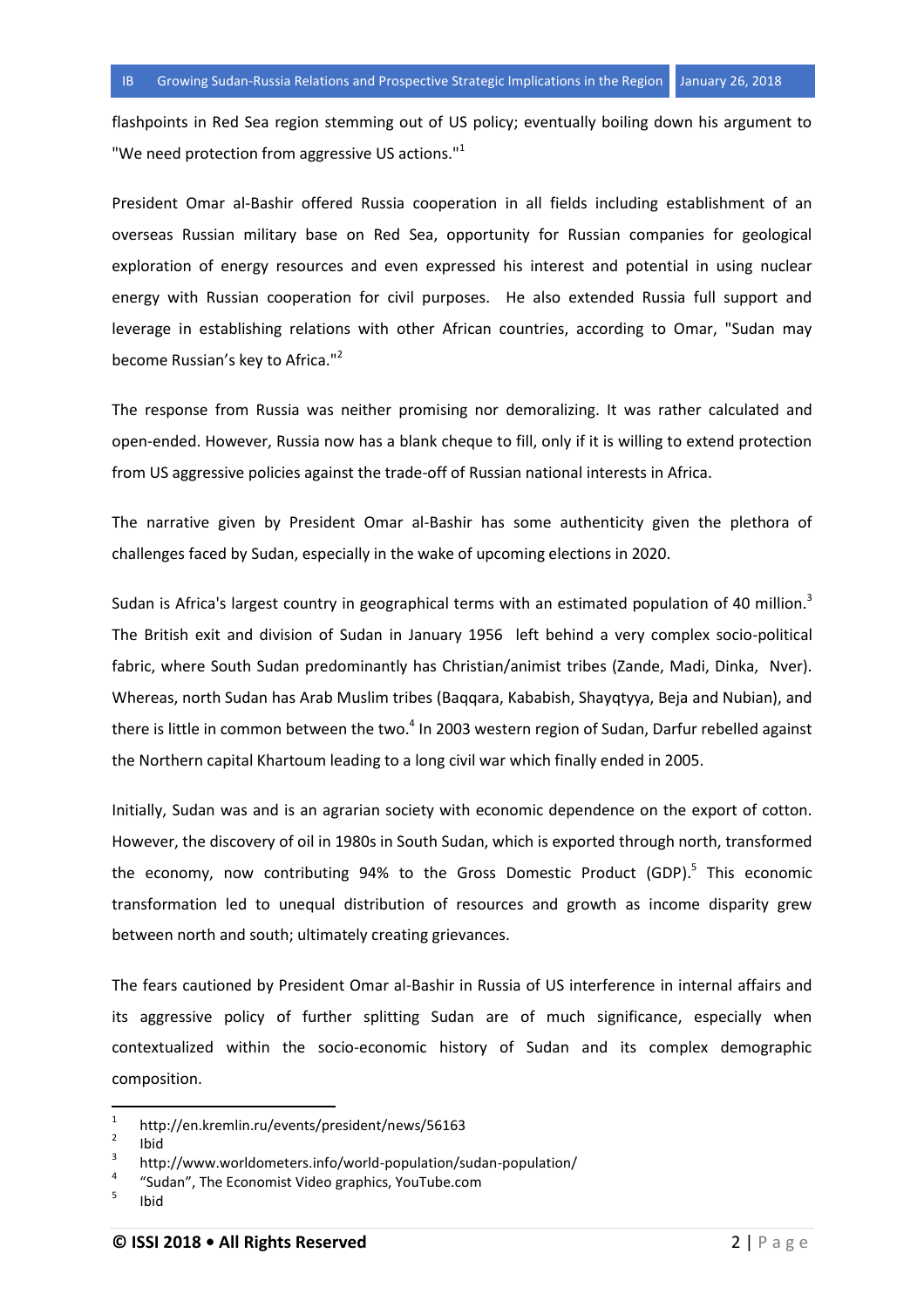flashpoints in Red Sea region stemming out of US policy; eventually boiling down his argument to "We need protection from aggressive US actions."[1]

President Omar al-Bashir offered Russia cooperation in all fields including establishment of an overseas Russian military base on Red Sea, opportunity for Russian companies for geological exploration of energy resources and even expressed his interest and potential in using nuclear energy with Russian cooperation for civil purposes. He also extended Russia full support and leverage in establishing relations with other African countries, according to Omar, "Sudan may become Russian's key to Africa."[2]

The response from Russia was neither promising nor demoralizing. It was rather calculated and open-ended. However, Russia now has a blank cheque to fill, only if it is willing to extend protection from US aggressive policies against the trade-off of Russian national interests in Africa.

The narrative given by President Omar al-Bashir has some authenticity given the plethora of challenges faced by Sudan, especially in the wake of upcoming elections in 2020.

Sudan is Africa's largest country in geographical terms with an estimated population of 40 million.[3] The British exit and division of Sudan in January 1956 left behind a very complex socio-political fabric, where South Sudan predominantly has Christian/animist tribes (Zande, Madi, Dinka, Nver). Whereas, north Sudan has Arab Muslim tribes (Baqqara, Kababish, Shayqtyya, Beja and Nubian), and there is little in common between the two.[4] In 2003 western region of Sudan, Darfur rebelled against the Northern capital Khartoum leading to a long civil war which finally ended in 2005.

Initially, Sudan was and is an agrarian society with economic dependence on the export of cotton. However, the discovery of oil in 1980s in South Sudan, which is exported through north, transformed the economy, now contributing 94% to the Gross Domestic Product (GDP).[5] This economic transformation led to unequal distribution of resources and growth as income disparity grew between north and south; ultimately creating grievances.

The fears cautioned by President Omar al-Bashir in Russia of US interference in internal affairs and its aggressive policy of further splitting Sudan are of much significance, especially when contextualized within the socio-economic history of Sudan and its complex demographic composition.

---

[1] http://en.kremlin.ru/events/president/news/56163

[2] Ibid

[3] http://www.worldometers.info/world-population/sudan-population/

[4] "Sudan", The Economist Video graphics, YouTube.com

[5] Ibid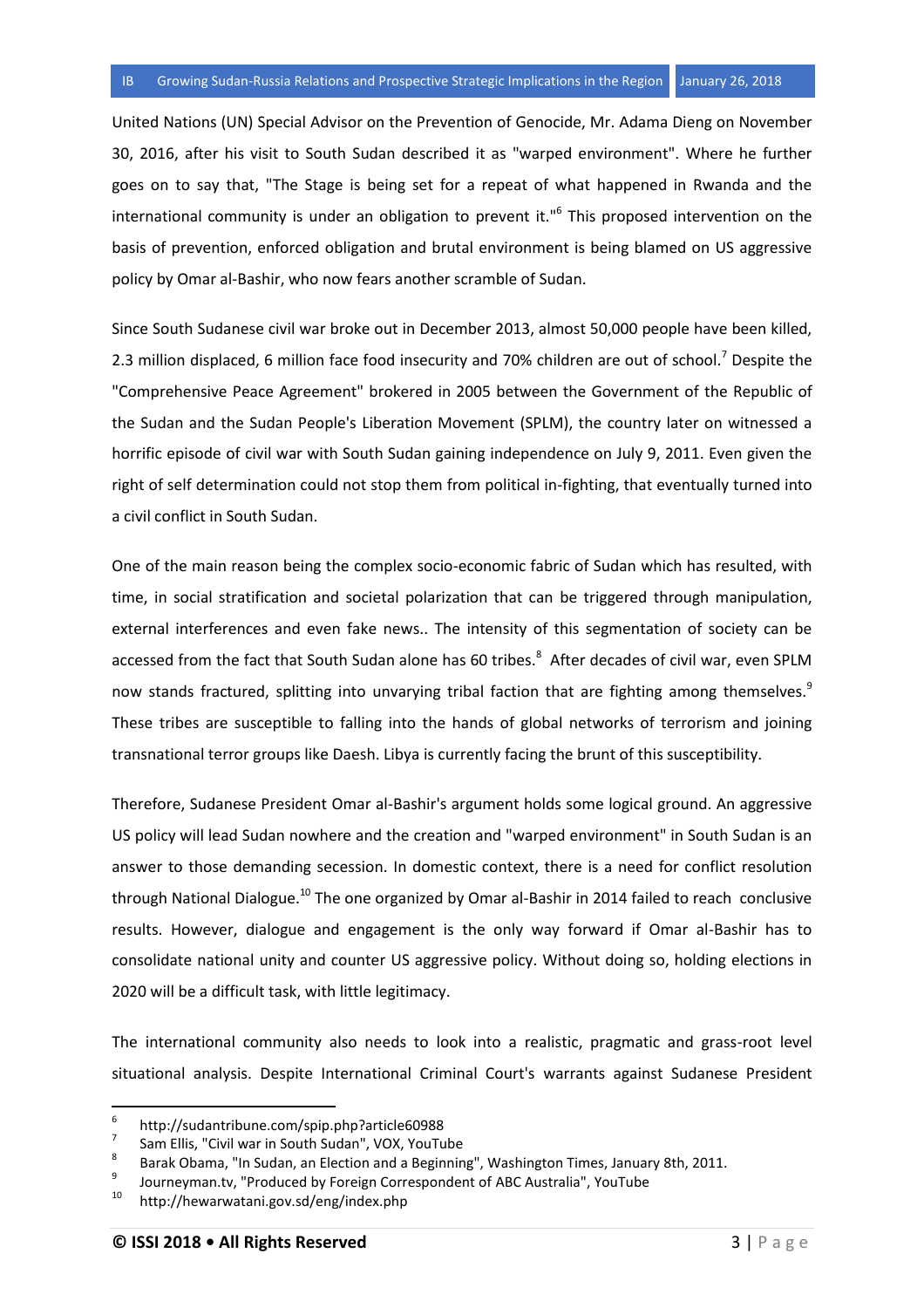United Nations (UN) Special Advisor on the Prevention of Genocide, Mr. Adama Dieng on November 30, 2016, after his visit to South Sudan described it as "warped environment". Where he further goes on to say that, "The Stage is being set for a repeat of what happened in Rwanda and the international community is under an obligation to prevent it."[6] This proposed intervention on the basis of prevention, enforced obligation and brutal environment is being blamed on US aggressive policy by Omar al-Bashir, who now fears another scramble of Sudan.

Since South Sudanese civil war broke out in December 2013, almost 50,000 people have been killed, 2.3 million displaced, 6 million face food insecurity and 70% children are out of school.[7] Despite the "Comprehensive Peace Agreement" brokered in 2005 between the Government of the Republic of the Sudan and the Sudan People's Liberation Movement (SPLM), the country later on witnessed a horrific episode of civil war with South Sudan gaining independence on July 9, 2011. Even given the right of self determination could not stop them from political in-fighting, that eventually turned into a civil conflict in South Sudan.

One of the main reason being the complex socio-economic fabric of Sudan which has resulted, with time, in social stratification and societal polarization that can be triggered through manipulation, external interferences and even fake news.. The intensity of this segmentation of society can be accessed from the fact that South Sudan alone has 60 tribes.[8] After decades of civil war, even SPLM now stands fractured, splitting into unvarying tribal faction that are fighting among themselves.[9] These tribes are susceptible to falling into the hands of global networks of terrorism and joining transnational terror groups like Daesh. Libya is currently facing the brunt of this susceptibility.

Therefore, Sudanese President Omar al-Bashir's argument holds some logical ground. An aggressive US policy will lead Sudan nowhere and the creation and "warped environment" in South Sudan is an answer to those demanding secession. In domestic context, there is a need for conflict resolution through National Dialogue.[10] The one organized by Omar al-Bashir in 2014 failed to reach conclusive results. However, dialogue and engagement is the only way forward if Omar al-Bashir has to consolidate national unity and counter US aggressive policy. Without doing so, holding elections in 2020 will be a difficult task, with little legitimacy.

The international community also needs to look into a realistic, pragmatic and grass-root level situational analysis. Despite International Criminal Court's warrants against Sudanese President

---

6 http://sudantribune.com/spip.php?article60988

7 Sam Ellis, "Civil war in South Sudan", VOX, YouTube

8 Barak Obama, "In Sudan, an Election and a Beginning", Washington Times, January 8th, 2011.

9 Journeyman.tv, "Produced by Foreign Correspondent of ABC Australia", YouTube

10 http://hewarwatani.gov.sd/eng/index.php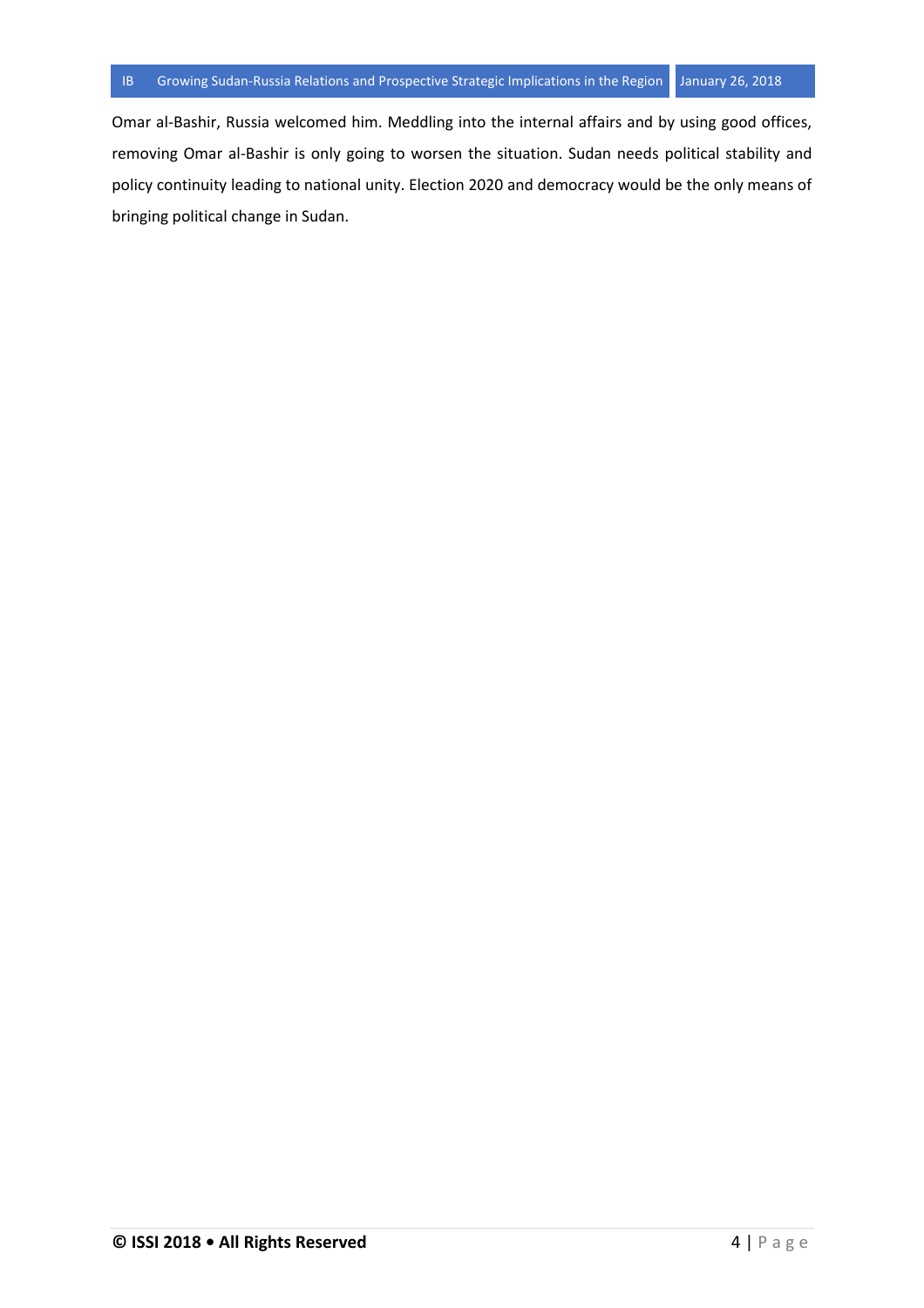Omar al-Bashir, Russia welcomed him. Meddling into the internal affairs and by using good offices, removing Omar al-Bashir is only going to worsen the situation. Sudan needs political stability and policy continuity leading to national unity. Election 2020 and democracy would be the only means of bringing political change in Sudan.